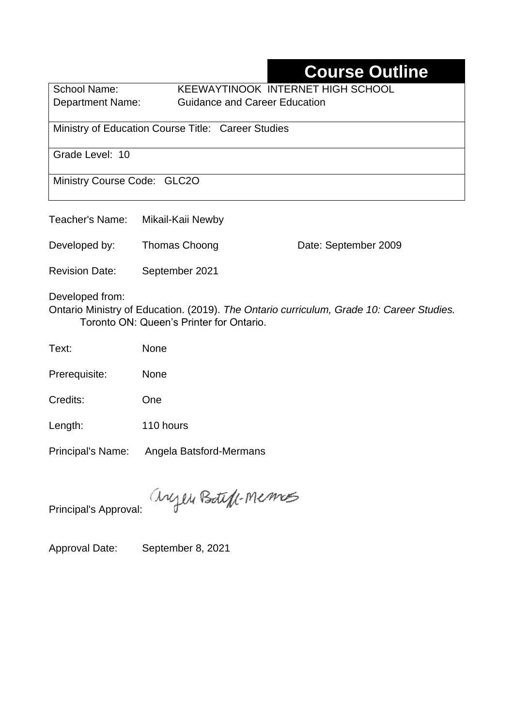# Course Outline

| | |
|---|---|
| School Name: | KEEWAYTINOOK INTERNET HIGH SCHOOL |
| Department Name: | Guidance and Career Education |
| Ministry of Education Course Title: Career Studies | |
| Grade Level: 10 | |
| Ministry Course Code: GLC2O | |

Teacher's Name: Mikail-Kaii Newby

Developed by: Thomas Choong Date: September 2009

Revision Date: September 2021

Developed from:
Ontario Ministry of Education. (2019). *The Ontario curriculum, Grade 10: Career Studies.* Toronto ON: Queen's Printer for Ontario.

Text: None

Prerequisite: None

Credits: One

Length: 110 hours

Principal's Name: Angela Batsford-Mermans

Principal's Approval: Angela Batsford-Mermans

Approval Date: September 8, 2021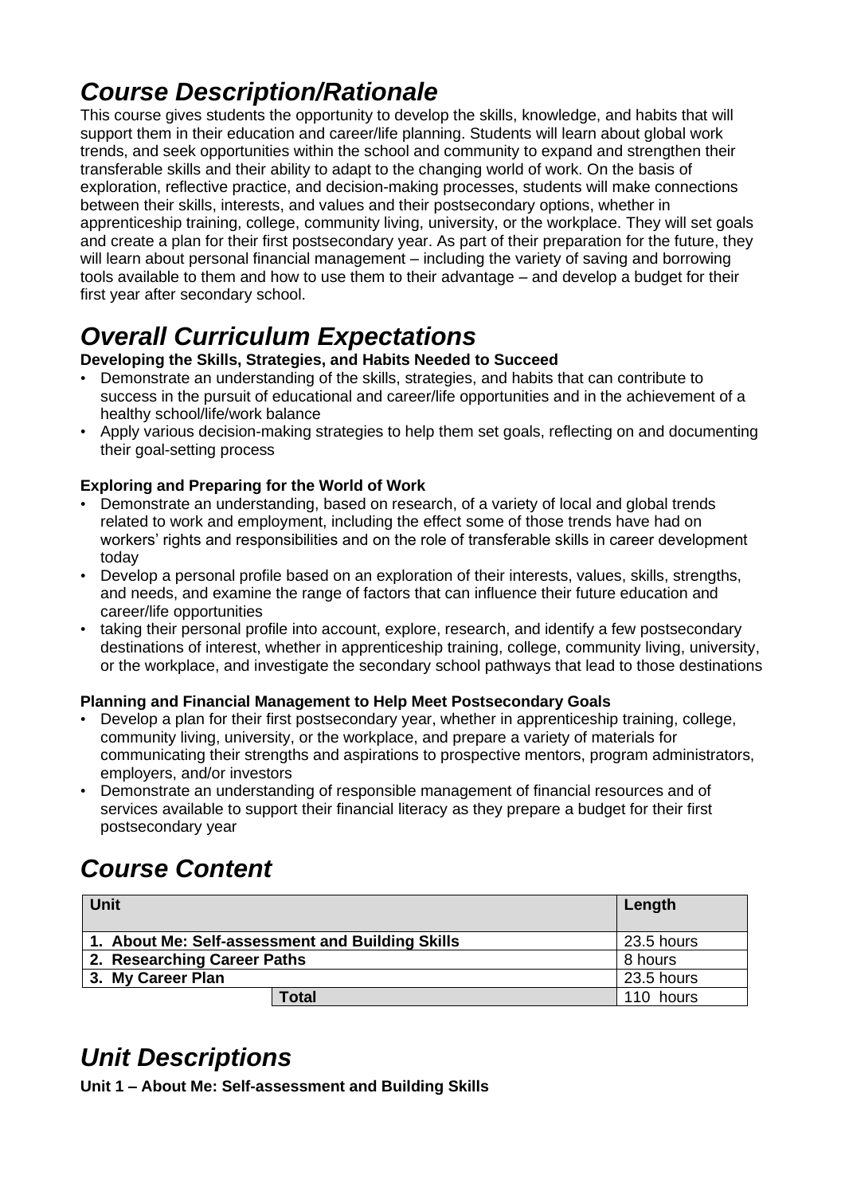## *Course Description/Rationale*

This course gives students the opportunity to develop the skills, knowledge, and habits that will support them in their education and career/life planning. Students will learn about global work trends, and seek opportunities within the school and community to expand and strengthen their transferable skills and their ability to adapt to the changing world of work. On the basis of exploration, reflective practice, and decision-making processes, students will make connections between their skills, interests, and values and their postsecondary options, whether in apprenticeship training, college, community living, university, or the workplace. They will set goals and create a plan for their first postsecondary year. As part of their preparation for the future, they will learn about personal financial management – including the variety of saving and borrowing tools available to them and how to use them to their advantage – and develop a budget for their first year after secondary school.

## *Overall Curriculum Expectations*

**Developing the Skills, Strategies, and Habits Needed to Succeed**

- Demonstrate an understanding of the skills, strategies, and habits that can contribute to success in the pursuit of educational and career/life opportunities and in the achievement of a healthy school/life/work balance
- Apply various decision-making strategies to help them set goals, reflecting on and documenting their goal-setting process

**Exploring and Preparing for the World of Work**

- Demonstrate an understanding, based on research, of a variety of local and global trends related to work and employment, including the effect some of those trends have had on workers' rights and responsibilities and on the role of transferable skills in career development today
- Develop a personal profile based on an exploration of their interests, values, skills, strengths, and needs, and examine the range of factors that can influence their future education and career/life opportunities
- taking their personal profile into account, explore, research, and identify a few postsecondary destinations of interest, whether in apprenticeship training, college, community living, university, or the workplace, and investigate the secondary school pathways that lead to those destinations

**Planning and Financial Management to Help Meet Postsecondary Goals**

- Develop a plan for their first postsecondary year, whether in apprenticeship training, college, community living, university, or the workplace, and prepare a variety of materials for communicating their strengths and aspirations to prospective mentors, program administrators, employers, and/or investors
- Demonstrate an understanding of responsible management of financial resources and of services available to support their financial literacy as they prepare a budget for their first postsecondary year

## *Course Content*

| Unit | Length |
|---|---|
| **1. About Me: Self-assessment and Building Skills** | 23.5 hours |
| **2. Researching Career Paths** | 8 hours |
| **3. My Career Plan** | 23.5 hours |
| **Total** | 110 hours |

## *Unit Descriptions*

**Unit 1 – About Me: Self-assessment and Building Skills**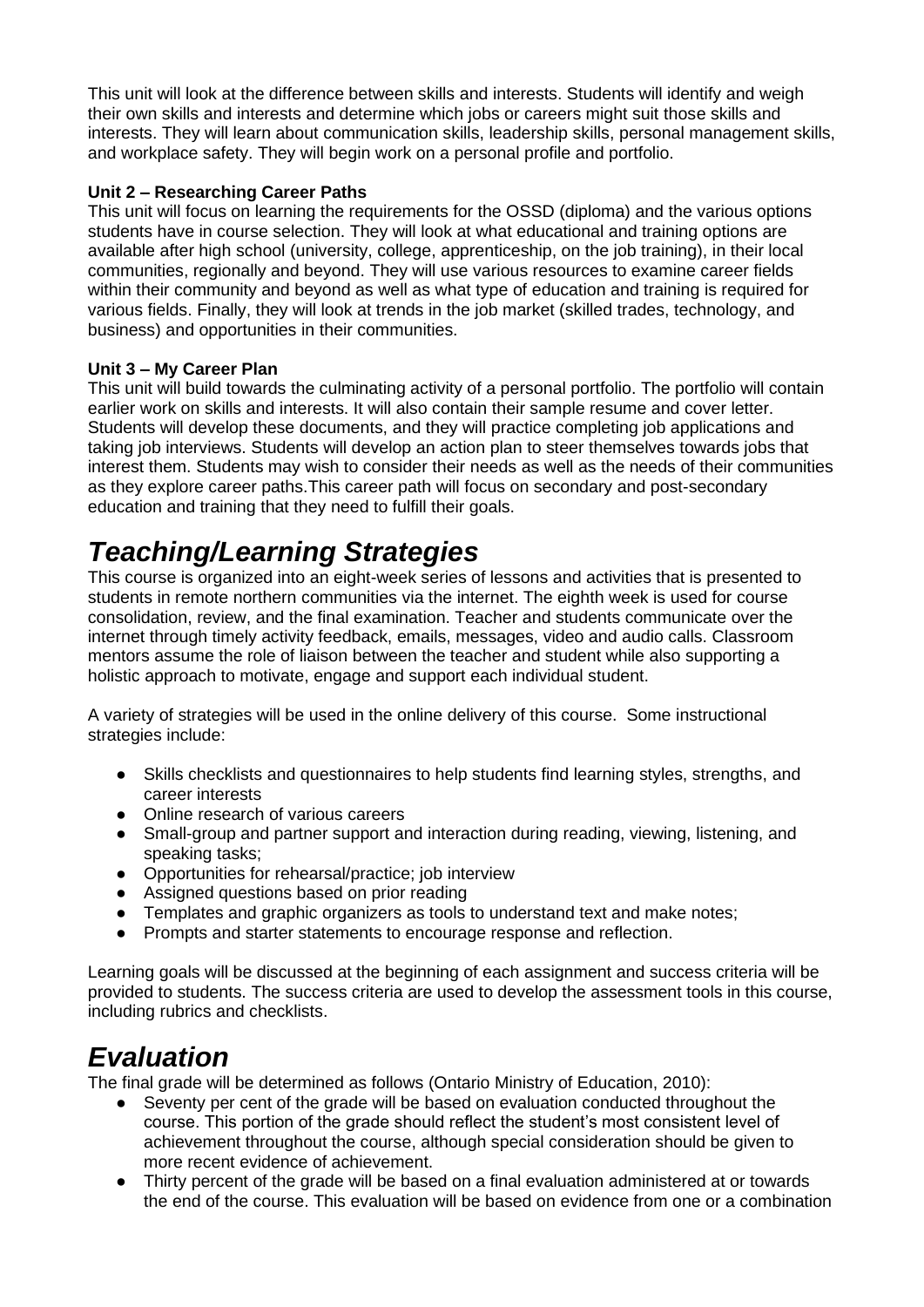This unit will look at the difference between skills and interests. Students will identify and weigh their own skills and interests and determine which jobs or careers might suit those skills and interests. They will learn about communication skills, leadership skills, personal management skills, and workplace safety. They will begin work on a personal profile and portfolio.

**Unit 2 – Researching Career Paths**
This unit will focus on learning the requirements for the OSSD (diploma) and the various options students have in course selection. They will look at what educational and training options are available after high school (university, college, apprenticeship, on the job training), in their local communities, regionally and beyond. They will use various resources to examine career fields within their community and beyond as well as what type of education and training is required for various fields. Finally, they will look at trends in the job market (skilled trades, technology, and business) and opportunities in their communities.

**Unit 3 – My Career Plan**
This unit will build towards the culminating activity of a personal portfolio. The portfolio will contain earlier work on skills and interests. It will also contain their sample resume and cover letter. Students will develop these documents, and they will practice completing job applications and taking job interviews. Students will develop an action plan to steer themselves towards jobs that interest them. Students may wish to consider their needs as well as the needs of their communities as they explore career paths.This career path will focus on secondary and post-secondary education and training that they need to fulfill their goals.

# *Teaching/Learning Strategies*

This course is organized into an eight-week series of lessons and activities that is presented to students in remote northern communities via the internet. The eighth week is used for course consolidation, review, and the final examination. Teacher and students communicate over the internet through timely activity feedback, emails, messages, video and audio calls. Classroom mentors assume the role of liaison between the teacher and student while also supporting a holistic approach to motivate, engage and support each individual student.

A variety of strategies will be used in the online delivery of this course. Some instructional strategies include:

- Skills checklists and questionnaires to help students find learning styles, strengths, and career interests
- Online research of various careers
- Small-group and partner support and interaction during reading, viewing, listening, and speaking tasks;
- Opportunities for rehearsal/practice; job interview
- Assigned questions based on prior reading
- Templates and graphic organizers as tools to understand text and make notes;
- Prompts and starter statements to encourage response and reflection.

Learning goals will be discussed at the beginning of each assignment and success criteria will be provided to students. The success criteria are used to develop the assessment tools in this course, including rubrics and checklists.

# *Evaluation*

The final grade will be determined as follows (Ontario Ministry of Education, 2010):

- Seventy per cent of the grade will be based on evaluation conducted throughout the course. This portion of the grade should reflect the student's most consistent level of achievement throughout the course, although special consideration should be given to more recent evidence of achievement.
- Thirty percent of the grade will be based on a final evaluation administered at or towards the end of the course. This evaluation will be based on evidence from one or a combination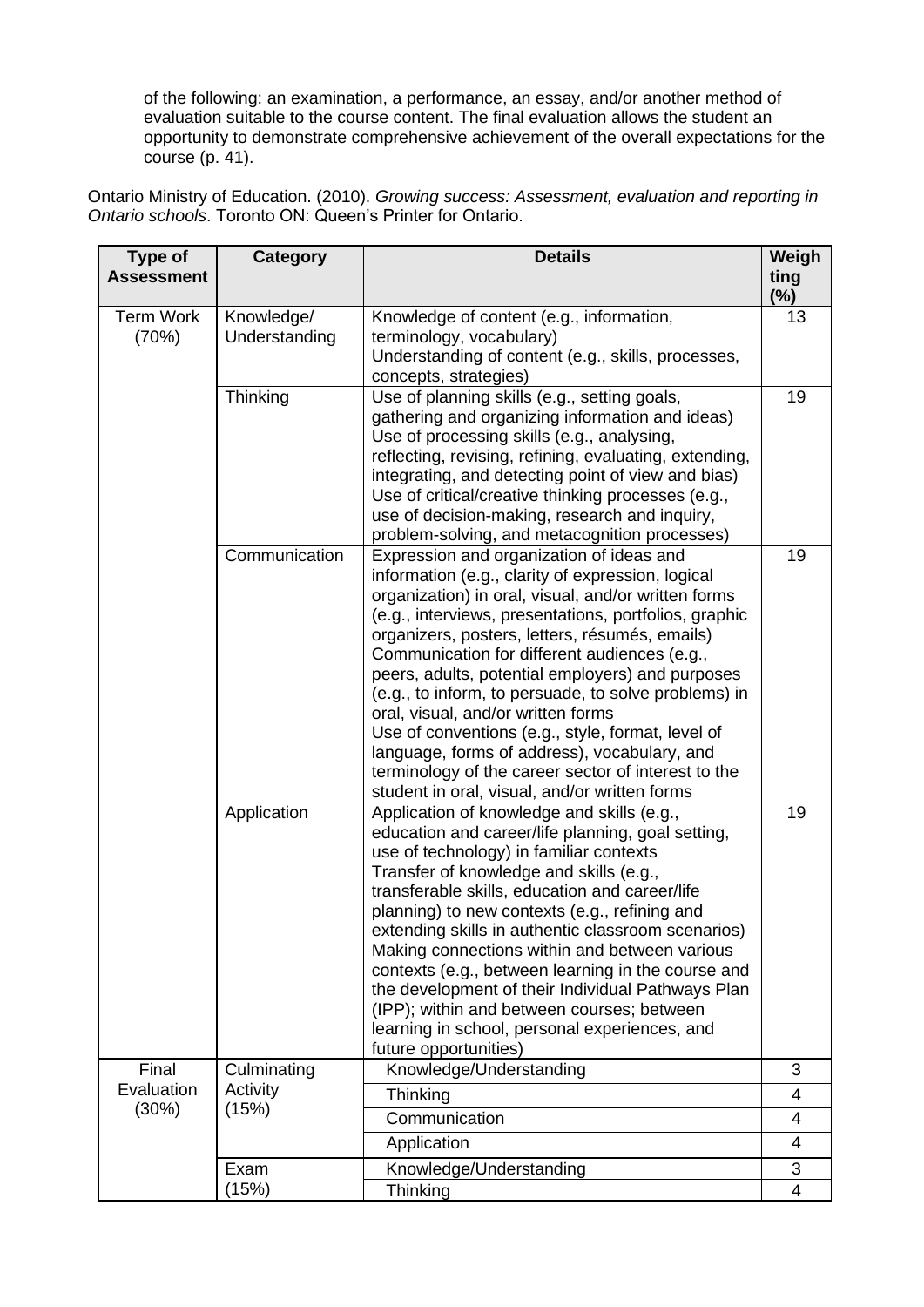of the following: an examination, a performance, an essay, and/or another method of evaluation suitable to the course content. The final evaluation allows the student an opportunity to demonstrate comprehensive achievement of the overall expectations for the course (p. 41).

Ontario Ministry of Education. (2010). *Growing success: Assessment, evaluation and reporting in Ontario schools*. Toronto ON: Queen's Printer for Ontario.

| Type of Assessment | Category | Details | Weighting (%) |
|---|---|---|---|
| Term Work (70%) | Knowledge/ Understanding | Knowledge of content (e.g., information, terminology, vocabulary)<br>Understanding of content (e.g., skills, processes, concepts, strategies) | 13 |
| | Thinking | Use of planning skills (e.g., setting goals, gathering and organizing information and ideas)<br>Use of processing skills (e.g., analysing, reflecting, revising, refining, evaluating, extending, integrating, and detecting point of view and bias)<br>Use of critical/creative thinking processes (e.g., use of decision-making, research and inquiry, problem-solving, and metacognition processes) | 19 |
| | Communication | Expression and organization of ideas and information (e.g., clarity of expression, logical organization) in oral, visual, and/or written forms (e.g., interviews, presentations, portfolios, graphic organizers, posters, letters, résumés, emails)<br>Communication for different audiences (e.g., peers, adults, potential employers) and purposes (e.g., to inform, to persuade, to solve problems) in oral, visual, and/or written forms<br>Use of conventions (e.g., style, format, level of language, forms of address), vocabulary, and terminology of the career sector of interest to the student in oral, visual, and/or written forms | 19 |
| | Application | Application of knowledge and skills (e.g., education and career/life planning, goal setting, use of technology) in familiar contexts<br>Transfer of knowledge and skills (e.g., transferable skills, education and career/life planning) to new contexts (e.g., refining and extending skills in authentic classroom scenarios)<br>Making connections within and between various contexts (e.g., between learning in the course and the development of their Individual Pathways Plan (IPP); within and between courses; between learning in school, personal experiences, and future opportunities) | 19 |
| Final Evaluation (30%) | Culminating Activity (15%) | Knowledge/Understanding | 3 |
| | | Thinking | 4 |
| | | Communication | 4 |
| | | Application | 4 |
| | Exam (15%) | Knowledge/Understanding | 3 |
| | | Thinking | 4 |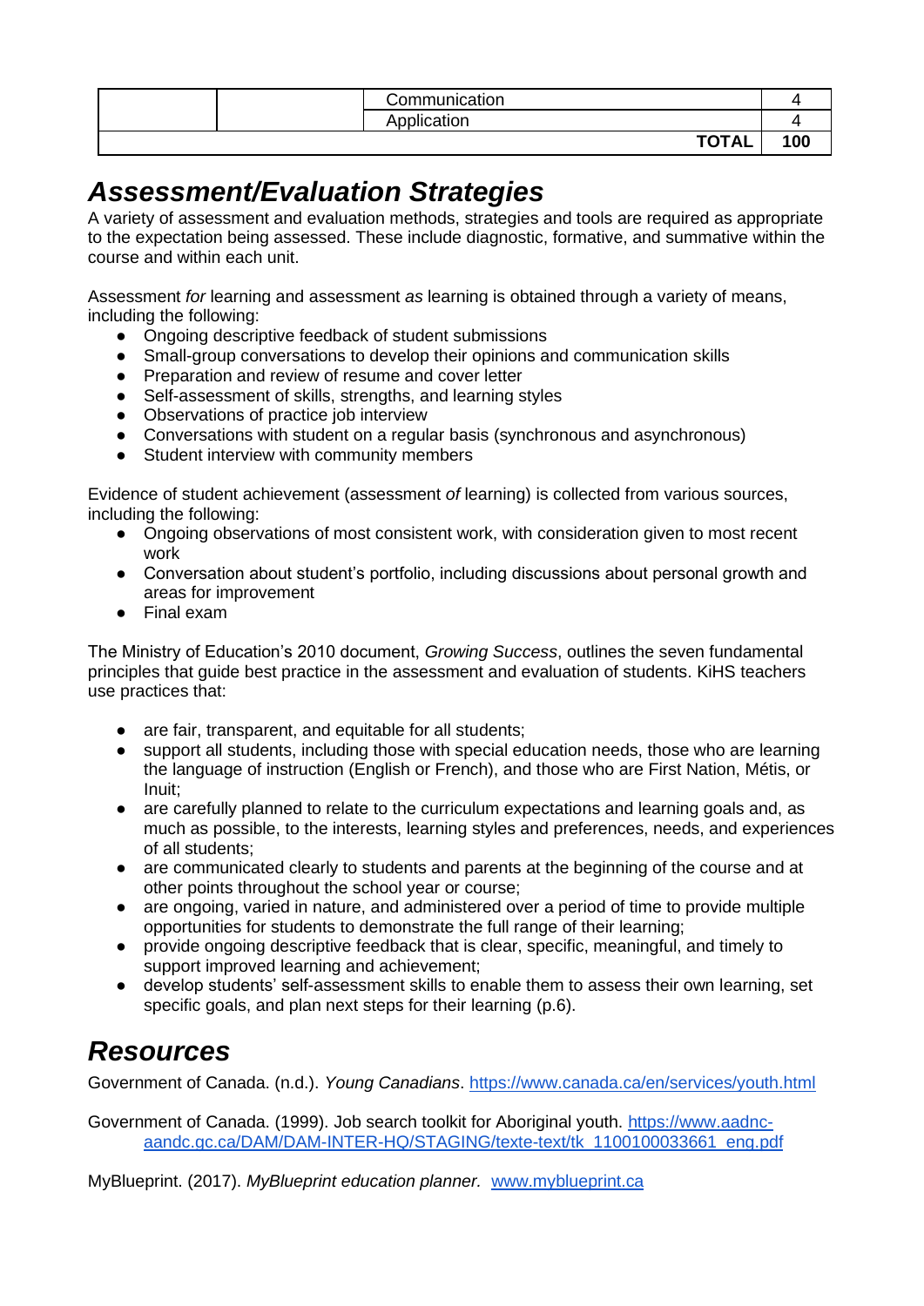| | | | |
|---|---|---|---|
| | | Communication | 4 |
| | | Application | 4 |
| | | **TOTAL** | **100** |

## *Assessment/Evaluation Strategies*

A variety of assessment and evaluation methods, strategies and tools are required as appropriate to the expectation being assessed. These include diagnostic, formative, and summative within the course and within each unit.

Assessment *for* learning and assessment *as* learning is obtained through a variety of means, including the following:

- Ongoing descriptive feedback of student submissions
- Small-group conversations to develop their opinions and communication skills
- Preparation and review of resume and cover letter
- Self-assessment of skills, strengths, and learning styles
- Observations of practice job interview
- Conversations with student on a regular basis (synchronous and asynchronous)
- Student interview with community members

Evidence of student achievement (assessment *of* learning) is collected from various sources, including the following:

- Ongoing observations of most consistent work, with consideration given to most recent work
- Conversation about student's portfolio, including discussions about personal growth and areas for improvement
- Final exam

The Ministry of Education's 2010 document, *Growing Success*, outlines the seven fundamental principles that guide best practice in the assessment and evaluation of students. KiHS teachers use practices that:

- are fair, transparent, and equitable for all students;
- support all students, including those with special education needs, those who are learning the language of instruction (English or French), and those who are First Nation, Métis, or Inuit;
- are carefully planned to relate to the curriculum expectations and learning goals and, as much as possible, to the interests, learning styles and preferences, needs, and experiences of all students;
- are communicated clearly to students and parents at the beginning of the course and at other points throughout the school year or course;
- are ongoing, varied in nature, and administered over a period of time to provide multiple opportunities for students to demonstrate the full range of their learning;
- provide ongoing descriptive feedback that is clear, specific, meaningful, and timely to support improved learning and achievement;
- develop students' self-assessment skills to enable them to assess their own learning, set specific goals, and plan next steps for their learning (p.6).

## *Resources*

Government of Canada. (n.d.). *Young Canadians*. https://www.canada.ca/en/services/youth.html

Government of Canada. (1999). Job search toolkit for Aboriginal youth. https://www.aadnc-aandc.gc.ca/DAM/DAM-INTER-HQ/STAGING/texte-text/tk_1100100033661_eng.pdf

MyBlueprint. (2017). *MyBlueprint education planner.* www.myblueprint.ca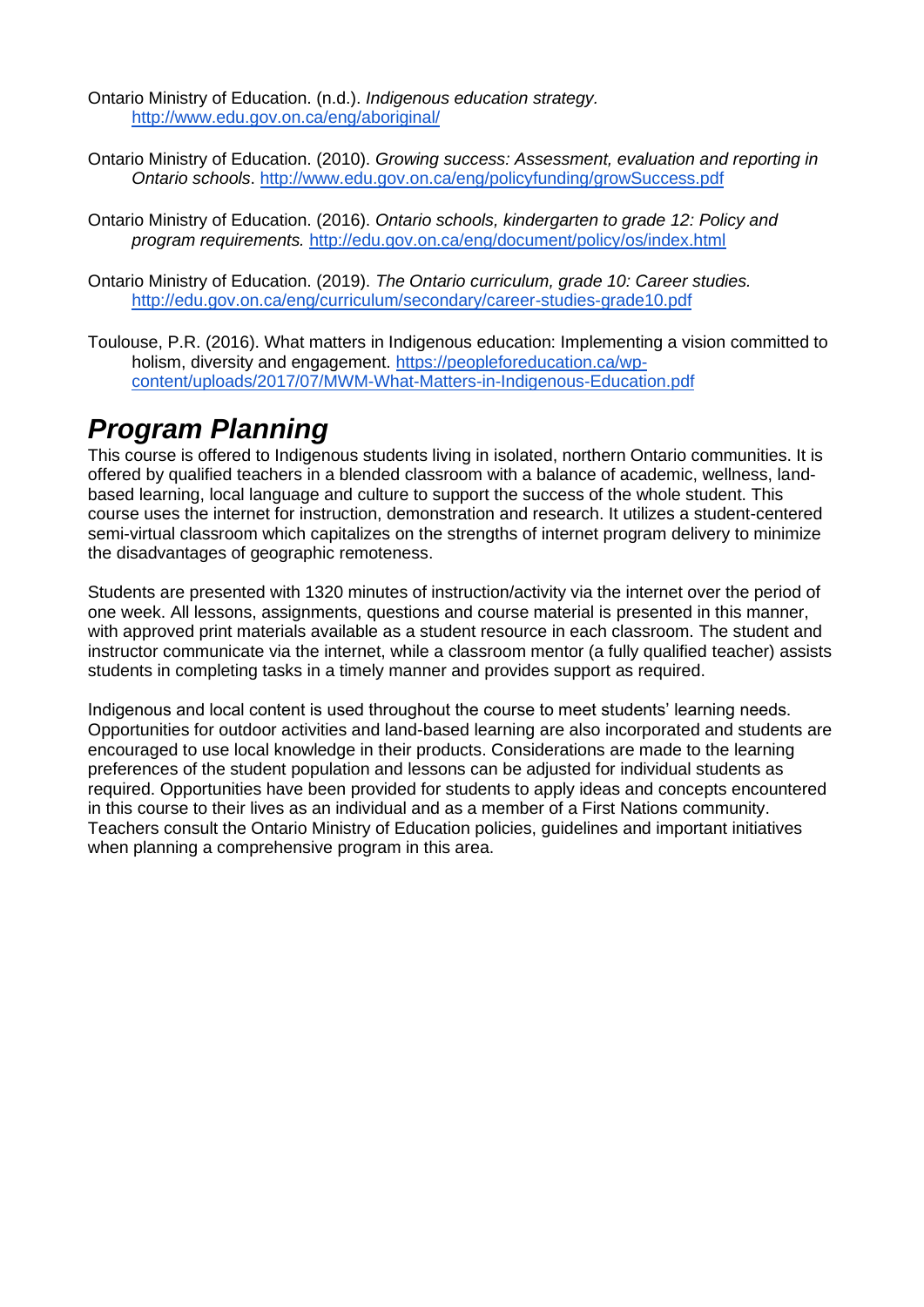Ontario Ministry of Education. (n.d.). *Indigenous education strategy.* http://www.edu.gov.on.ca/eng/aboriginal/

Ontario Ministry of Education. (2010). *Growing success: Assessment, evaluation and reporting in Ontario schools*. http://www.edu.gov.on.ca/eng/policyfunding/growSuccess.pdf

Ontario Ministry of Education. (2016). *Ontario schools, kindergarten to grade 12: Policy and program requirements.* http://edu.gov.on.ca/eng/document/policy/os/index.html

Ontario Ministry of Education. (2019). *The Ontario curriculum, grade 10: Career studies.* http://edu.gov.on.ca/eng/curriculum/secondary/career-studies-grade10.pdf

Toulouse, P.R. (2016). What matters in Indigenous education: Implementing a vision committed to holism, diversity and engagement. https://peopleforeducation.ca/wp-content/uploads/2017/07/MWM-What-Matters-in-Indigenous-Education.pdf

## *Program Planning*

This course is offered to Indigenous students living in isolated, northern Ontario communities. It is offered by qualified teachers in a blended classroom with a balance of academic, wellness, land-based learning, local language and culture to support the success of the whole student. This course uses the internet for instruction, demonstration and research. It utilizes a student-centered semi-virtual classroom which capitalizes on the strengths of internet program delivery to minimize the disadvantages of geographic remoteness.

Students are presented with 1320 minutes of instruction/activity via the internet over the period of one week. All lessons, assignments, questions and course material is presented in this manner, with approved print materials available as a student resource in each classroom. The student and instructor communicate via the internet, while a classroom mentor (a fully qualified teacher) assists students in completing tasks in a timely manner and provides support as required.

Indigenous and local content is used throughout the course to meet students' learning needs. Opportunities for outdoor activities and land-based learning are also incorporated and students are encouraged to use local knowledge in their products. Considerations are made to the learning preferences of the student population and lessons can be adjusted for individual students as required. Opportunities have been provided for students to apply ideas and concepts encountered in this course to their lives as an individual and as a member of a First Nations community. Teachers consult the Ontario Ministry of Education policies, guidelines and important initiatives when planning a comprehensive program in this area.